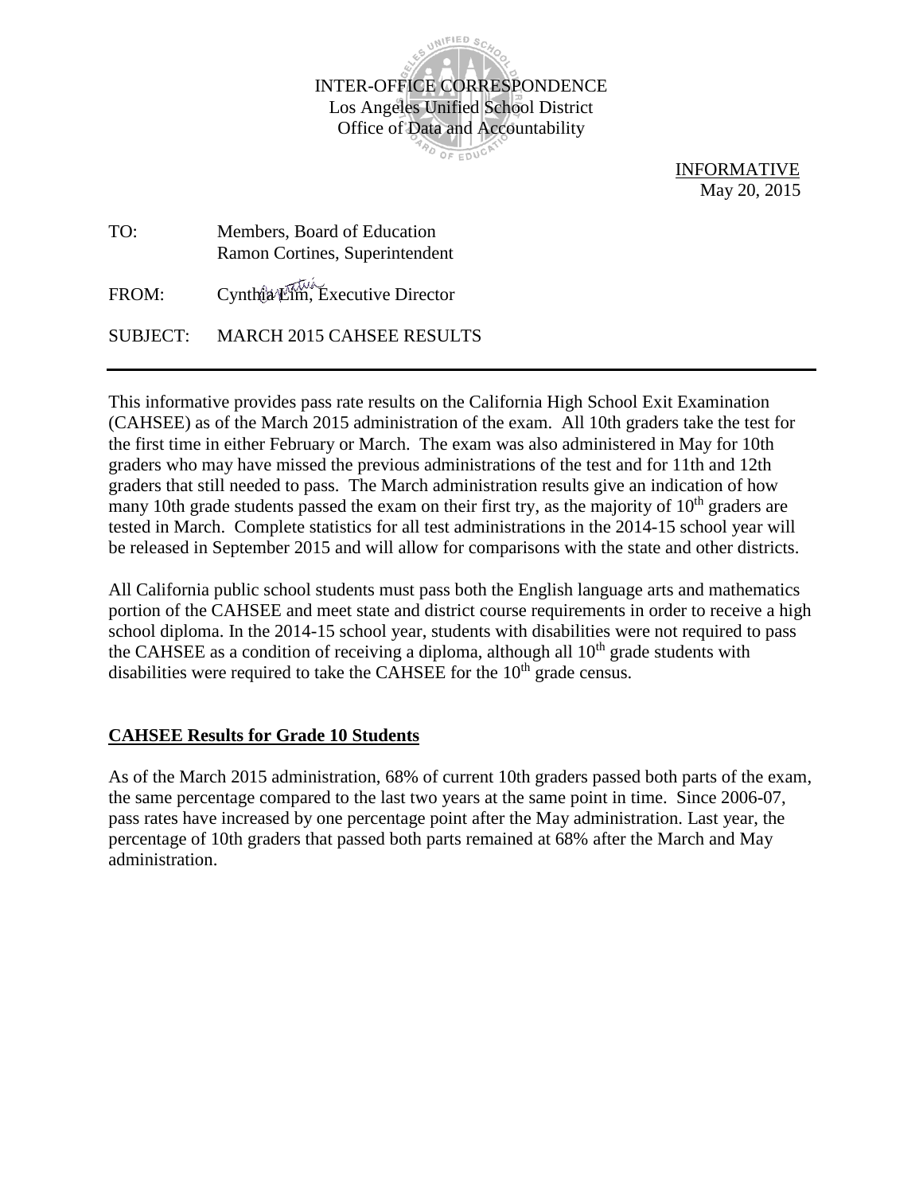INTER-OFFICE CORRESPONDENCE
Los Angeles Unified School District
Office of Data and Accountability

INFORMATIVE
May 20, 2015

TO: Members, Board of Education
Ramon Cortines, Superintendent

FROM: Cynthia Lim, Executive Director

SUBJECT: MARCH 2015 CAHSEE RESULTS

---

This informative provides pass rate results on the California High School Exit Examination (CAHSEE) as of the March 2015 administration of the exam. All 10th graders take the test for the first time in either February or March. The exam was also administered in May for 10th graders who may have missed the previous administrations of the test and for 11th and 12th graders that still needed to pass. The March administration results give an indication of how many 10th grade students passed the exam on their first try, as the majority of 10th graders are tested in March. Complete statistics for all test administrations in the 2014-15 school year will be released in September 2015 and will allow for comparisons with the state and other districts.

All California public school students must pass both the English language arts and mathematics portion of the CAHSEE and meet state and district course requirements in order to receive a high school diploma. In the 2014-15 school year, students with disabilities were not required to pass the CAHSEE as a condition of receiving a diploma, although all 10th grade students with disabilities were required to take the CAHSEE for the 10th grade census.

## CAHSEE Results for Grade 10 Students

As of the March 2015 administration, 68% of current 10th graders passed both parts of the exam, the same percentage compared to the last two years at the same point in time. Since 2006-07, pass rates have increased by one percentage point after the May administration. Last year, the percentage of 10th graders that passed both parts remained at 68% after the March and May administration.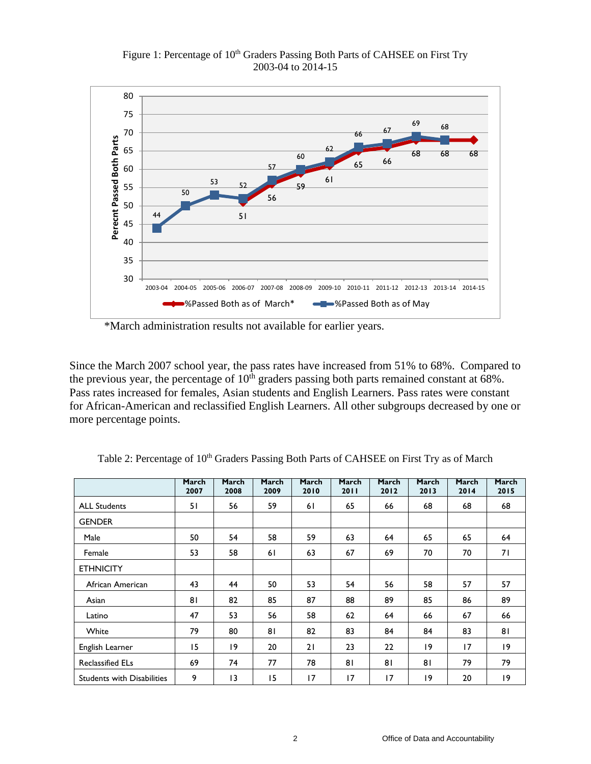Figure 1: Percentage of 10th Graders Passing Both Parts of CAHSEE on First Try 2003-04 to 2014-15

*March administration results not available for earlier years.

Since the March 2007 school year, the pass rates have increased from 51% to 68%. Compared to the previous year, the percentage of 10th graders passing both parts remained constant at 68%. Pass rates increased for females, Asian students and English Learners. Pass rates were constant for African-American and reclassified English Learners. All other subgroups decreased by one or more percentage points.

Table 2: Percentage of 10th Graders Passing Both Parts of CAHSEE on First Try as of March

| | March 2007 | March 2008 | March 2009 | March 2010 | March 2011 | March 2012 | March 2013 | March 2014 | March 2015 |
|---|---|---|---|---|---|---|---|---|---|
| ALL Students | 51 | 56 | 59 | 61 | 65 | 66 | 68 | 68 | 68 |
| GENDER | | | | | | | | | |
| Male | 50 | 54 | 58 | 59 | 63 | 64 | 65 | 65 | 64 |
| Female | 53 | 58 | 61 | 63 | 67 | 69 | 70 | 70 | 71 |
| ETHNICITY | | | | | | | | | |
| African American | 43 | 44 | 50 | 53 | 54 | 56 | 58 | 57 | 57 |
| Asian | 81 | 82 | 85 | 87 | 88 | 89 | 85 | 86 | 89 |
| Latino | 47 | 53 | 56 | 58 | 62 | 64 | 66 | 67 | 66 |
| White | 79 | 80 | 81 | 82 | 83 | 84 | 84 | 83 | 81 |
| English Learner | 15 | 19 | 20 | 21 | 23 | 22 | 19 | 17 | 19 |
| Reclassified ELs | 69 | 74 | 77 | 78 | 81 | 81 | 81 | 79 | 79 |
| Students with Disabilities | 9 | 13 | 15 | 17 | 17 | 17 | 19 | 20 | 19 |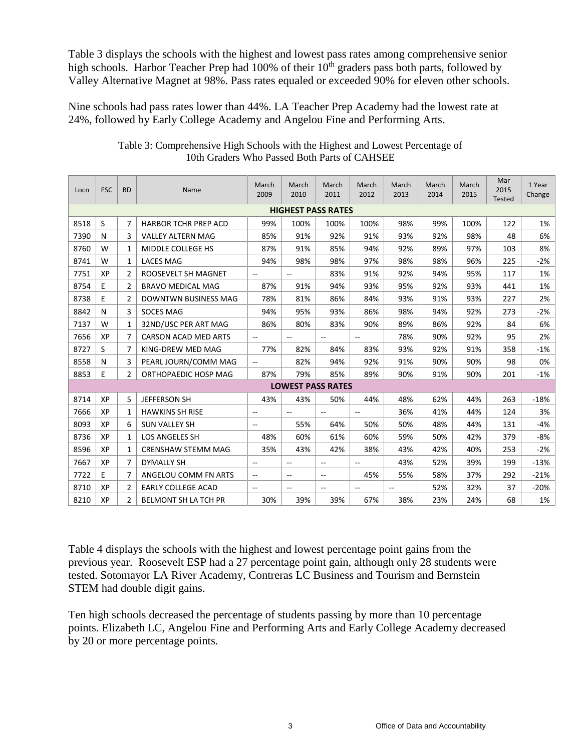Table 3 displays the schools with the highest and lowest pass rates among comprehensive senior high schools. Harbor Teacher Prep had 100% of their 10th graders pass both parts, followed by Valley Alternative Magnet at 98%. Pass rates equaled or exceeded 90% for eleven other schools.

Nine schools had pass rates lower than 44%. LA Teacher Prep Academy had the lowest rate at 24%, followed by Early College Academy and Angelou Fine and Performing Arts.

Table 3: Comprehensive High Schools with the Highest and Lowest Percentage of 10th Graders Who Passed Both Parts of CAHSEE

| Locn | ESC | BD | Name | March 2009 | March 2010 | March 2011 | March 2012 | March 2013 | March 2014 | March 2015 | Mar 2015 Tested | 1 Year Change |
|---|---|---|---|---|---|---|---|---|---|---|---|---|
| **HIGHEST PASS RATES** | | | | | | | | | | | | |
| 8518 | S | 7 | HARBOR TCHR PREP ACD | 99% | 100% | 100% | 100% | 98% | 99% | 100% | 122 | 1% |
| 7390 | N | 3 | VALLEY ALTERN MAG | 85% | 91% | 92% | 91% | 93% | 92% | 98% | 48 | 6% |
| 8760 | W | 1 | MIDDLE COLLEGE HS | 87% | 91% | 85% | 94% | 92% | 89% | 97% | 103 | 8% |
| 8741 | W | 1 | LACES MAG | 94% | 98% | 98% | 97% | 98% | 98% | 96% | 225 | -2% |
| 7751 | XP | 2 | ROOSEVELT SH MAGNET | -- | -- | 83% | 91% | 92% | 94% | 95% | 117 | 1% |
| 8754 | E | 2 | BRAVO MEDICAL MAG | 87% | 91% | 94% | 93% | 95% | 92% | 93% | 441 | 1% |
| 8738 | E | 2 | DOWNTWN BUSINESS MAG | 78% | 81% | 86% | 84% | 93% | 91% | 93% | 227 | 2% |
| 8842 | N | 3 | SOCES MAG | 94% | 95% | 93% | 86% | 98% | 94% | 92% | 273 | -2% |
| 7137 | W | 1 | 32ND/USC PER ART MAG | 86% | 80% | 83% | 90% | 89% | 86% | 92% | 84 | 6% |
| 7656 | XP | 7 | CARSON ACAD MED ARTS | -- | -- | -- | -- | 78% | 90% | 92% | 95 | 2% |
| 8727 | S | 7 | KING-DREW MED MAG | 77% | 82% | 84% | 83% | 93% | 92% | 91% | 358 | -1% |
| 8558 | N | 3 | PEARL JOURN/COMM MAG | -- | 82% | 94% | 92% | 91% | 90% | 90% | 98 | 0% |
| 8853 | E | 2 | ORTHOPAEDIC HOSP MAG | 87% | 79% | 85% | 89% | 90% | 91% | 90% | 201 | -1% |
| **LOWEST PASS RATES** | | | | | | | | | | | | |
| 8714 | XP | 5 | JEFFERSON SH | 43% | 43% | 50% | 44% | 48% | 62% | 44% | 263 | -18% |
| 7666 | XP | 1 | HAWKINS SH RISE | -- | -- | -- | -- | 36% | 41% | 44% | 124 | 3% |
| 8093 | XP | 6 | SUN VALLEY SH | -- | 55% | 64% | 50% | 50% | 48% | 44% | 131 | -4% |
| 8736 | XP | 1 | LOS ANGELES SH | 48% | 60% | 61% | 60% | 59% | 50% | 42% | 379 | -8% |
| 8596 | XP | 1 | CRENSHAW STEMM MAG | 35% | 43% | 42% | 38% | 43% | 42% | 40% | 253 | -2% |
| 7667 | XP | 7 | DYMALLY SH | -- | -- | -- | -- | 43% | 52% | 39% | 199 | -13% |
| 7722 | E | 7 | ANGELOU COMM FN ARTS | -- | -- | -- | 45% | 55% | 58% | 37% | 292 | -21% |
| 8710 | XP | 2 | EARLY COLLEGE ACAD | -- | -- | -- | -- | -- | 52% | 32% | 37 | -20% |
| 8210 | XP | 2 | BELMONT SH LA TCH PR | 30% | 39% | 39% | 67% | 38% | 23% | 24% | 68 | 1% |

Table 4 displays the schools with the highest and lowest percentage point gains from the previous year. Roosevelt ESP had a 27 percentage point gain, although only 28 students were tested. Sotomayor LA River Academy, Contreras LC Business and Tourism and Bernstein STEM had double digit gains.

Ten high schools decreased the percentage of students passing by more than 10 percentage points. Elizabeth LC, Angelou Fine and Performing Arts and Early College Academy decreased by 20 or more percentage points.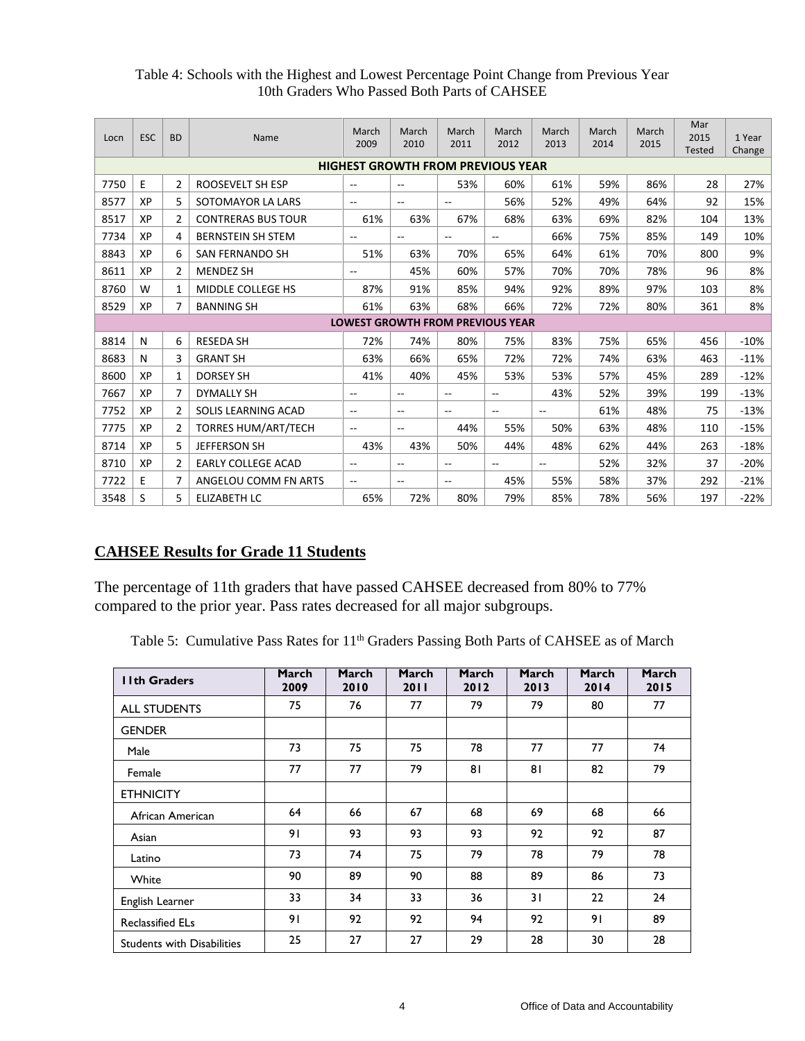Table 4: Schools with the Highest and Lowest Percentage Point Change from Previous Year
10th Graders Who Passed Both Parts of CAHSEE

| Locn | ESC | BD | Name | March 2009 | March 2010 | March 2011 | March 2012 | March 2013 | March 2014 | March 2015 | Mar 2015 Tested | 1 Year Change |
|---|---|---|---|---|---|---|---|---|---|---|---|---|
| **HIGHEST GROWTH FROM PREVIOUS YEAR** | | | | | | | | | | | | |
| 7750 | E | 2 | ROOSEVELT SH ESP | -- | -- | 53% | 60% | 61% | 59% | 86% | 28 | 27% |
| 8577 | XP | 5 | SOTOMAYOR LA LARS | -- | -- | -- | 56% | 52% | 49% | 64% | 92 | 15% |
| 8517 | XP | 2 | CONTRERAS BUS TOUR | 61% | 63% | 67% | 68% | 63% | 69% | 82% | 104 | 13% |
| 7734 | XP | 4 | BERNSTEIN SH STEM | -- | -- | -- | -- | 66% | 75% | 85% | 149 | 10% |
| 8843 | XP | 6 | SAN FERNANDO SH | 51% | 63% | 70% | 65% | 64% | 61% | 70% | 800 | 9% |
| 8611 | XP | 2 | MENDEZ SH | -- | 45% | 60% | 57% | 70% | 70% | 78% | 96 | 8% |
| 8760 | W | 1 | MIDDLE COLLEGE HS | 87% | 91% | 85% | 94% | 92% | 89% | 97% | 103 | 8% |
| 8529 | XP | 7 | BANNING SH | 61% | 63% | 68% | 66% | 72% | 72% | 80% | 361 | 8% |
| **LOWEST GROWTH FROM PREVIOUS YEAR** | | | | | | | | | | | | |
| 8814 | N | 6 | RESEDA SH | 72% | 74% | 80% | 75% | 83% | 75% | 65% | 456 | -10% |
| 8683 | N | 3 | GRANT SH | 63% | 66% | 65% | 72% | 72% | 74% | 63% | 463 | -11% |
| 8600 | XP | 1 | DORSEY SH | 41% | 40% | 45% | 53% | 53% | 57% | 45% | 289 | -12% |
| 7667 | XP | 7 | DYMALLY SH | -- | -- | -- | -- | 43% | 52% | 39% | 199 | -13% |
| 7752 | XP | 2 | SOLIS LEARNING ACAD | -- | -- | -- | -- | -- | 61% | 48% | 75 | -13% |
| 7775 | XP | 2 | TORRES HUM/ART/TECH | -- | -- | 44% | 55% | 50% | 63% | 48% | 110 | -15% |
| 8714 | XP | 5 | JEFFERSON SH | 43% | 43% | 50% | 44% | 48% | 62% | 44% | 263 | -18% |
| 8710 | XP | 2 | EARLY COLLEGE ACAD | -- | -- | -- | -- | -- | 52% | 32% | 37 | -20% |
| 7722 | E | 7 | ANGELOU COMM FN ARTS | -- | -- | -- | 45% | 55% | 58% | 37% | 292 | -21% |
| 3548 | S | 5 | ELIZABETH LC | 65% | 72% | 80% | 79% | 85% | 78% | 56% | 197 | -22% |

## CAHSEE Results for Grade 11 Students

The percentage of 11th graders that have passed CAHSEE decreased from 80% to 77% compared to the prior year. Pass rates decreased for all major subgroups.

Table 5: Cumulative Pass Rates for 11th Graders Passing Both Parts of CAHSEE as of March

| 11th Graders | March 2009 | March 2010 | March 2011 | March 2012 | March 2013 | March 2014 | March 2015 |
|---|---|---|---|---|---|---|---|
| ALL STUDENTS | 75 | 76 | 77 | 79 | 79 | 80 | 77 |
| GENDER | | | | | | | |
| Male | 73 | 75 | 75 | 78 | 77 | 77 | 74 |
| Female | 77 | 77 | 79 | 81 | 81 | 82 | 79 |
| ETHNICITY | | | | | | | |
| African American | 64 | 66 | 67 | 68 | 69 | 68 | 66 |
| Asian | 91 | 93 | 93 | 93 | 92 | 92 | 87 |
| Latino | 73 | 74 | 75 | 79 | 78 | 79 | 78 |
| White | 90 | 89 | 90 | 88 | 89 | 86 | 73 |
| English Learner | 33 | 34 | 33 | 36 | 31 | 22 | 24 |
| Reclassified ELs | 91 | 92 | 92 | 94 | 92 | 91 | 89 |
| Students with Disabilities | 25 | 27 | 27 | 29 | 28 | 30 | 28 |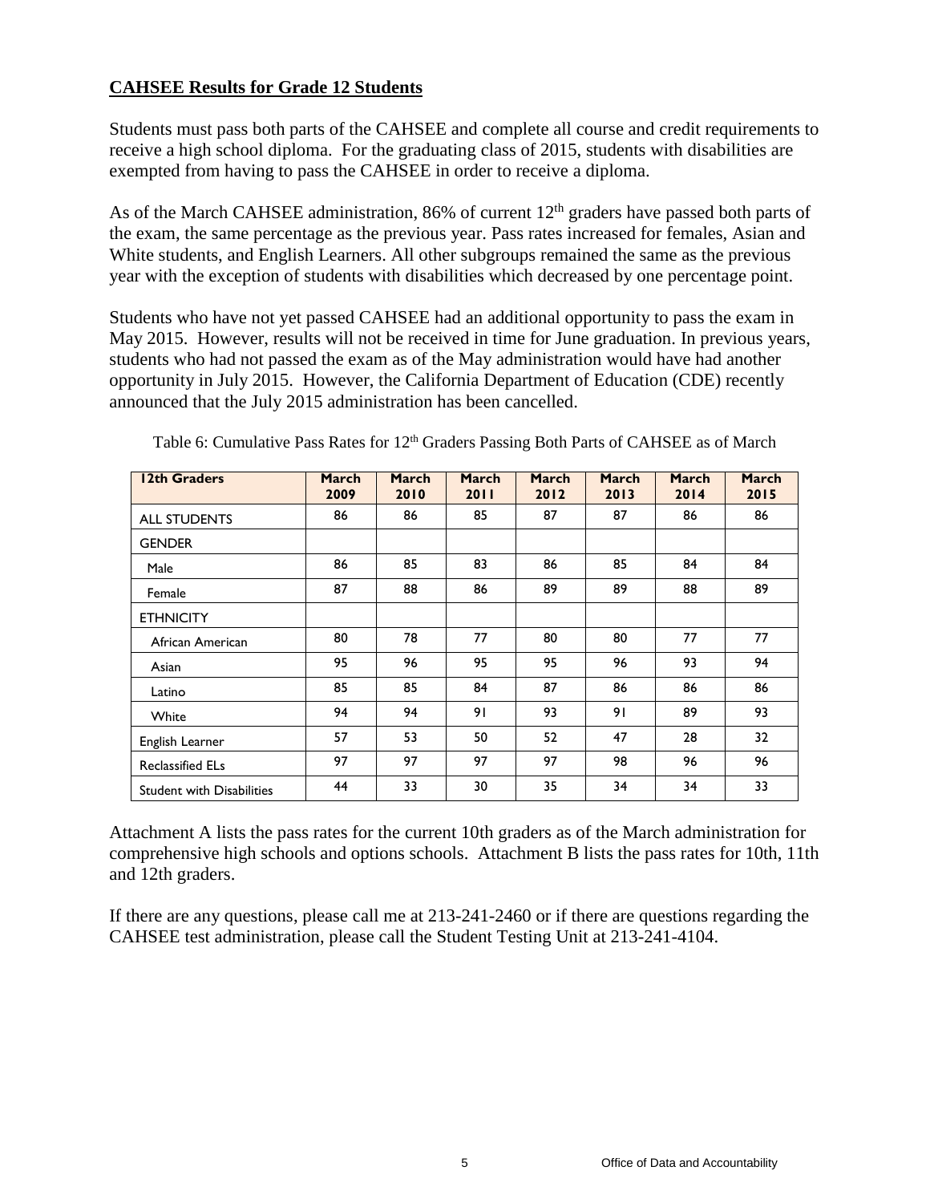**CAHSEE Results for Grade 12 Students**

Students must pass both parts of the CAHSEE and complete all course and credit requirements to receive a high school diploma. For the graduating class of 2015, students with disabilities are exempted from having to pass the CAHSEE in order to receive a diploma.

As of the March CAHSEE administration, 86% of current 12th graders have passed both parts of the exam, the same percentage as the previous year. Pass rates increased for females, Asian and White students, and English Learners. All other subgroups remained the same as the previous year with the exception of students with disabilities which decreased by one percentage point.

Students who have not yet passed CAHSEE had an additional opportunity to pass the exam in May 2015. However, results will not be received in time for June graduation. In previous years, students who had not passed the exam as of the May administration would have had another opportunity in July 2015. However, the California Department of Education (CDE) recently announced that the July 2015 administration has been cancelled.

Table 6: Cumulative Pass Rates for 12th Graders Passing Both Parts of CAHSEE as of March

| 12th Graders | March 2009 | March 2010 | March 2011 | March 2012 | March 2013 | March 2014 | March 2015 |
|---|---|---|---|---|---|---|---|
| ALL STUDENTS | 86 | 86 | 85 | 87 | 87 | 86 | 86 |
| GENDER | | | | | | | |
| Male | 86 | 85 | 83 | 86 | 85 | 84 | 84 |
| Female | 87 | 88 | 86 | 89 | 89 | 88 | 89 |
| ETHNICITY | | | | | | | |
| African American | 80 | 78 | 77 | 80 | 80 | 77 | 77 |
| Asian | 95 | 96 | 95 | 95 | 96 | 93 | 94 |
| Latino | 85 | 85 | 84 | 87 | 86 | 86 | 86 |
| White | 94 | 94 | 91 | 93 | 91 | 89 | 93 |
| English Learner | 57 | 53 | 50 | 52 | 47 | 28 | 32 |
| Reclassified ELs | 97 | 97 | 97 | 97 | 98 | 96 | 96 |
| Student with Disabilities | 44 | 33 | 30 | 35 | 34 | 34 | 33 |

Attachment A lists the pass rates for the current 10th graders as of the March administration for comprehensive high schools and options schools. Attachment B lists the pass rates for 10th, 11th and 12th graders.

If there are any questions, please call me at 213-241-2460 or if there are questions regarding the CAHSEE test administration, please call the Student Testing Unit at 213-241-4104.